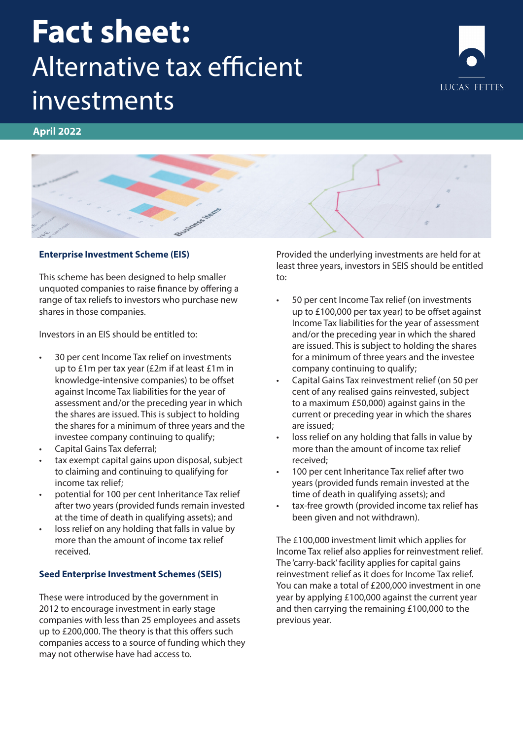# Fact sheet: Alternative tax efficient investments

**April 2022**

## Enterprise Investment Scheme (EIS)

This scheme has been designed to help smaller unquoted companies to raise finance by offering a range of tax reliefs to investors who purchase new shares in those companies.

Investors in an EIS should be entitled to:

- 30 per cent Income Tax relief on investments up to £1m per tax year (£2m if at least £1m in knowledge-intensive companies) to be offset against Income Tax liabilities for the year of assessment and/or the preceding year in which the shares are issued. This is subject to holding the shares for a minimum of three years and the investee company continuing to qualify;
- Capital Gains Tax deferral;
- tax exempt capital gains upon disposal, subject to claiming and continuing to qualifying for income tax relief;
- potential for 100 per cent Inheritance Tax relief after two years (provided funds remain invested at the time of death in qualifying assets); and
- loss relief on any holding that falls in value by more than the amount of income tax relief received.

## Seed Enterprise Investment Schemes (SEIS)

These were introduced by the government in 2012 to encourage investment in early stage companies with less than 25 employees and assets up to £200,000. The theory is that this offers such companies access to a source of funding which they may not otherwise have had access to.

Provided the underlying investments are held for at least three years, investors in SEIS should be entitled to:

- 50 per cent Income Tax relief (on investments up to £100,000 per tax year) to be offset against Income Tax liabilities for the year of assessment and/or the preceding year in which the shared are issued. This is subject to holding the shares for a minimum of three years and the investee company continuing to qualify;
- Capital Gains Tax reinvestment relief (on 50 per cent of any realised gains reinvested, subject to a maximum £50,000) against gains in the current or preceding year in which the shares are issued;
- loss relief on any holding that falls in value by more than the amount of income tax relief received;
- 100 per cent Inheritance Tax relief after two years (provided funds remain invested at the time of death in qualifying assets); and
- tax-free growth (provided income tax relief has been given and not withdrawn).

The £100,000 investment limit which applies for Income Tax relief also applies for reinvestment relief. The 'carry-back' facility applies for capital gains reinvestment relief as it does for Income Tax relief. You can make a total of £200,000 investment in one year by applying £100,000 against the current year and then carrying the remaining £100,000 to the previous year.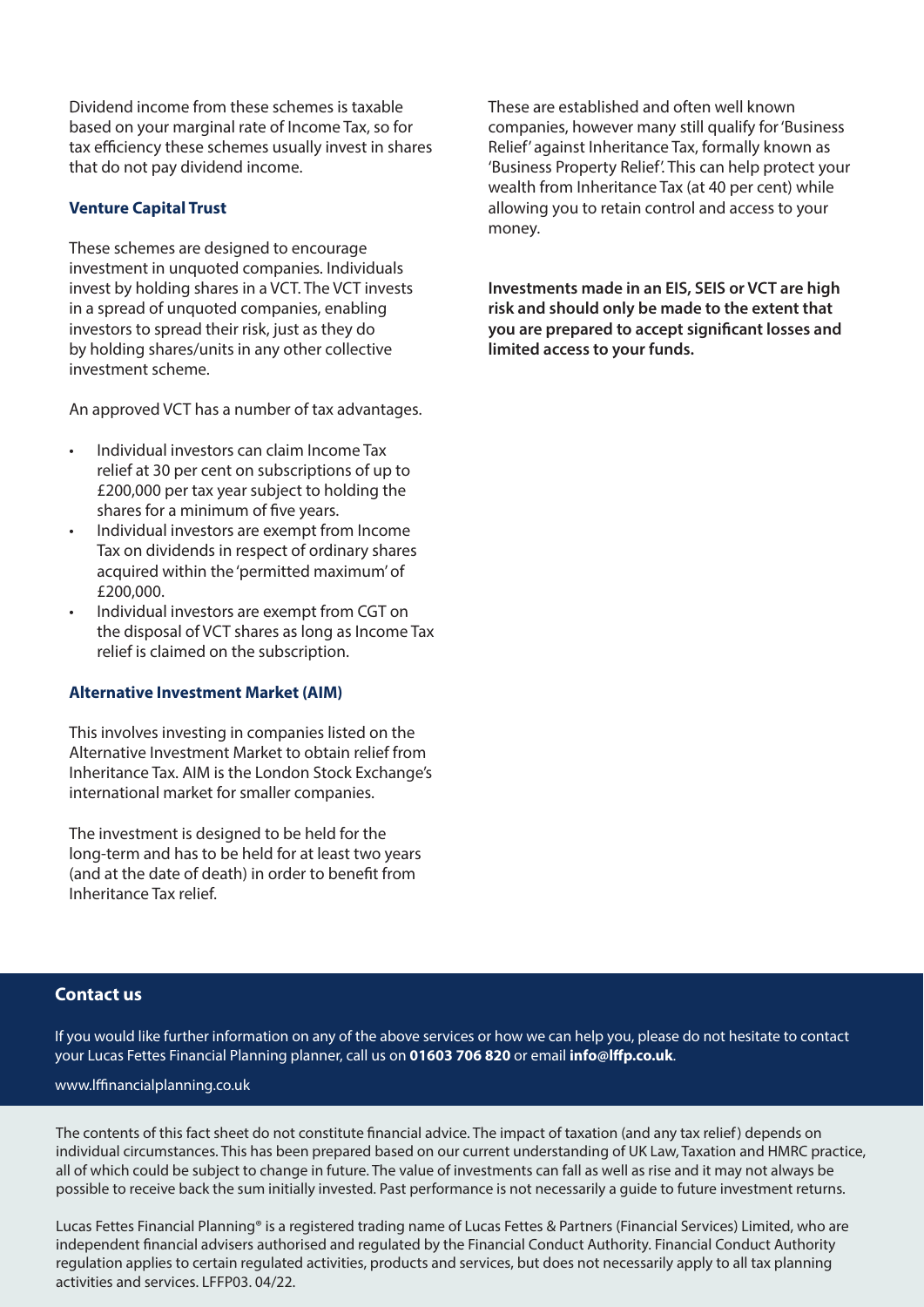Dividend income from these schemes is taxable based on your marginal rate of Income Tax, so for tax efficiency these schemes usually invest in shares that do not pay dividend income.

### Venture Capital Trust

These schemes are designed to encourage investment in unquoted companies. Individuals invest by holding shares in a VCT. The VCT invests in a spread of unquoted companies, enabling investors to spread their risk, just as they do by holding shares/units in any other collective investment scheme.

An approved VCT has a number of tax advantages.

- Individual investors can claim Income Tax relief at 30 per cent on subscriptions of up to £200,000 per tax year subject to holding the shares for a minimum of five years.
- Individual investors are exempt from Income Tax on dividends in respect of ordinary shares acquired within the 'permitted maximum' of £200,000.
- Individual investors are exempt from CGT on the disposal of VCT shares as long as Income Tax relief is claimed on the subscription.

### Alternative Investment Market (AIM)

This involves investing in companies listed on the Alternative Investment Market to obtain relief from Inheritance Tax. AIM is the London Stock Exchange's international market for smaller companies.

The investment is designed to be held for the long-term and has to be held for at least two years (and at the date of death) in order to benefit from Inheritance Tax relief.

These are established and often well known companies, however many still qualify for 'Business Relief' against Inheritance Tax, formally known as 'Business Property Relief'. This can help protect your wealth from Inheritance Tax (at 40 per cent) while allowing you to retain control and access to your money.

**Investments made in an EIS, SEIS or VCT are high risk and should only be made to the extent that you are prepared to accept significant losses and limited access to your funds.**

## Contact us

If you would like further information on any of the above services or how we can help you, please do not hesitate to contact your Lucas Fettes Financial Planning planner, call us on **01603 706 820** or email **info@lffp.co.uk**.

www.lffinancialplanning.co.uk

The contents of this fact sheet do not constitute financial advice. The impact of taxation (and any tax relief) depends on individual circumstances. This has been prepared based on our current understanding of UK Law, Taxation and HMRC practice, all of which could be subject to change in future. The value of investments can fall as well as rise and it may not always be possible to receive back the sum initially invested. Past performance is not necessarily a guide to future investment returns.

Lucas Fettes Financial Planning® is a registered trading name of Lucas Fettes & Partners (Financial Services) Limited, who are independent financial advisers authorised and regulated by the Financial Conduct Authority. Financial Conduct Authority regulation applies to certain regulated activities, products and services, but does not necessarily apply to all tax planning activities and services. LFFP03. 04/22.